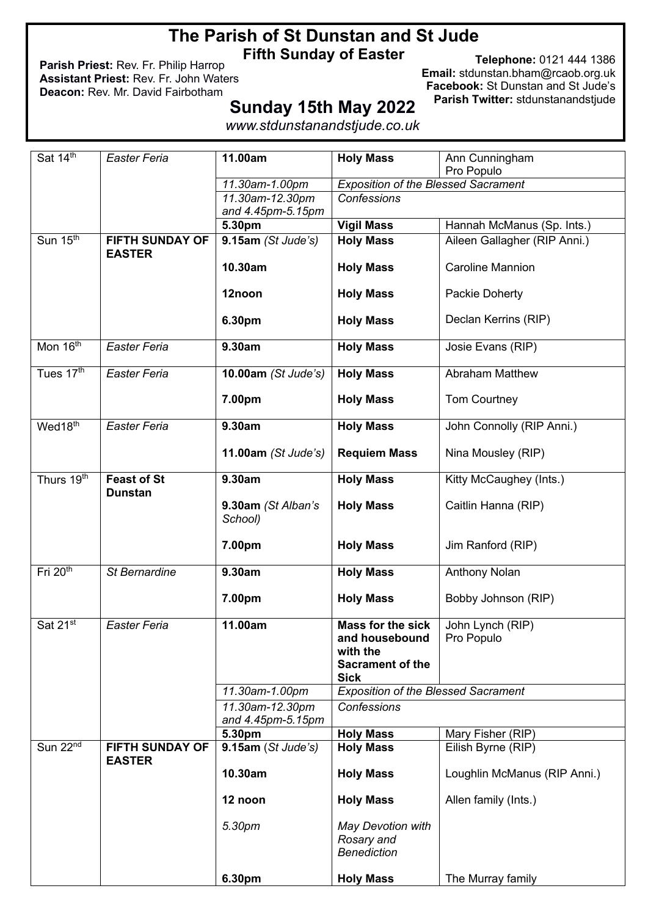# The Parish of St Dunstan and St Jude

## Fifth Sunday of Easter

**Parish Priest:** Rev. Fr. Philip Harrop
**Assistant Priest:** Rev. Fr. John Waters
**Deacon:** Rev. Mr. David Fairbotham

**Telephone:** 0121 444 1386
**Email:** stdunstan.bham@rcaob.org.uk
**Facebook:** St Dunstan and St Jude's
**Parish Twitter:** stdunstanandstjude

## Sunday 15th May 2022

*www.stdunstanandstjude.co.uk*

| Day | Feast | Time | Service | Intention |
|---|---|---|---|---|
| Sat 14th | *Easter Feria* | **11.00am** | **Holy Mass** | Ann Cunningham Pro Populo |
| | | *11.30am-1.00pm* | *Exposition of the Blessed Sacrament* | |
| | | *11.30am-12.30pm and 4.45pm-5.15pm* | *Confessions* | |
| | | **5.30pm** | **Vigil Mass** | Hannah McManus (Sp. Ints.) |
| Sun 15th | **FIFTH SUNDAY OF EASTER** | **9.15am** *(St Jude's)* | **Holy Mass** | Aileen Gallagher (RIP Anni.) |
| | | **10.30am** | **Holy Mass** | Caroline Mannion |
| | | **12noon** | **Holy Mass** | Packie Doherty |
| | | **6.30pm** | **Holy Mass** | Declan Kerrins (RIP) |
| Mon 16th | *Easter Feria* | **9.30am** | **Holy Mass** | Josie Evans (RIP) |
| Tues 17th | *Easter Feria* | **10.00am** *(St Jude's)* | **Holy Mass** | Abraham Matthew |
| | | **7.00pm** | **Holy Mass** | Tom Courtney |
| Wed18th | *Easter Feria* | **9.30am** | **Holy Mass** | John Connolly (RIP Anni.) |
| | | **11.00am** *(St Jude's)* | **Requiem Mass** | Nina Mousley (RIP) |
| Thurs 19th | **Feast of St Dunstan** | **9.30am** | **Holy Mass** | Kitty McCaughey (Ints.) |
| | | **9.30am** *(St Alban's School)* | **Holy Mass** | Caitlin Hanna (RIP) |
| | | **7.00pm** | **Holy Mass** | Jim Ranford (RIP) |
| Fri 20th | *St Bernardine* | **9.30am** | **Holy Mass** | Anthony Nolan |
| | | **7.00pm** | **Holy Mass** | Bobby Johnson (RIP) |
| Sat 21st | *Easter Feria* | **11.00am** | **Mass for the sick and housebound with the Sacrament of the Sick** | John Lynch (RIP) Pro Populo |
| | | *11.30am-1.00pm* | *Exposition of the Blessed Sacrament* | |
| | | *11.30am-12.30pm and 4.45pm-5.15pm* | *Confessions* | |
| | | **5.30pm** | **Holy Mass** | Mary Fisher (RIP) |
| Sun 22nd | **FIFTH SUNDAY OF EASTER** | **9.15am** (*St Jude's*) | **Holy Mass** | Eilish Byrne (RIP) |
| | | **10.30am** | **Holy Mass** | Loughlin McManus (RIP Anni.) |
| | | **12 noon** | **Holy Mass** | Allen family (Ints.) |
| | | *5.30pm* | *May Devotion with Rosary and Benediction* | |
| | | **6.30pm** | **Holy Mass** | The Murray family |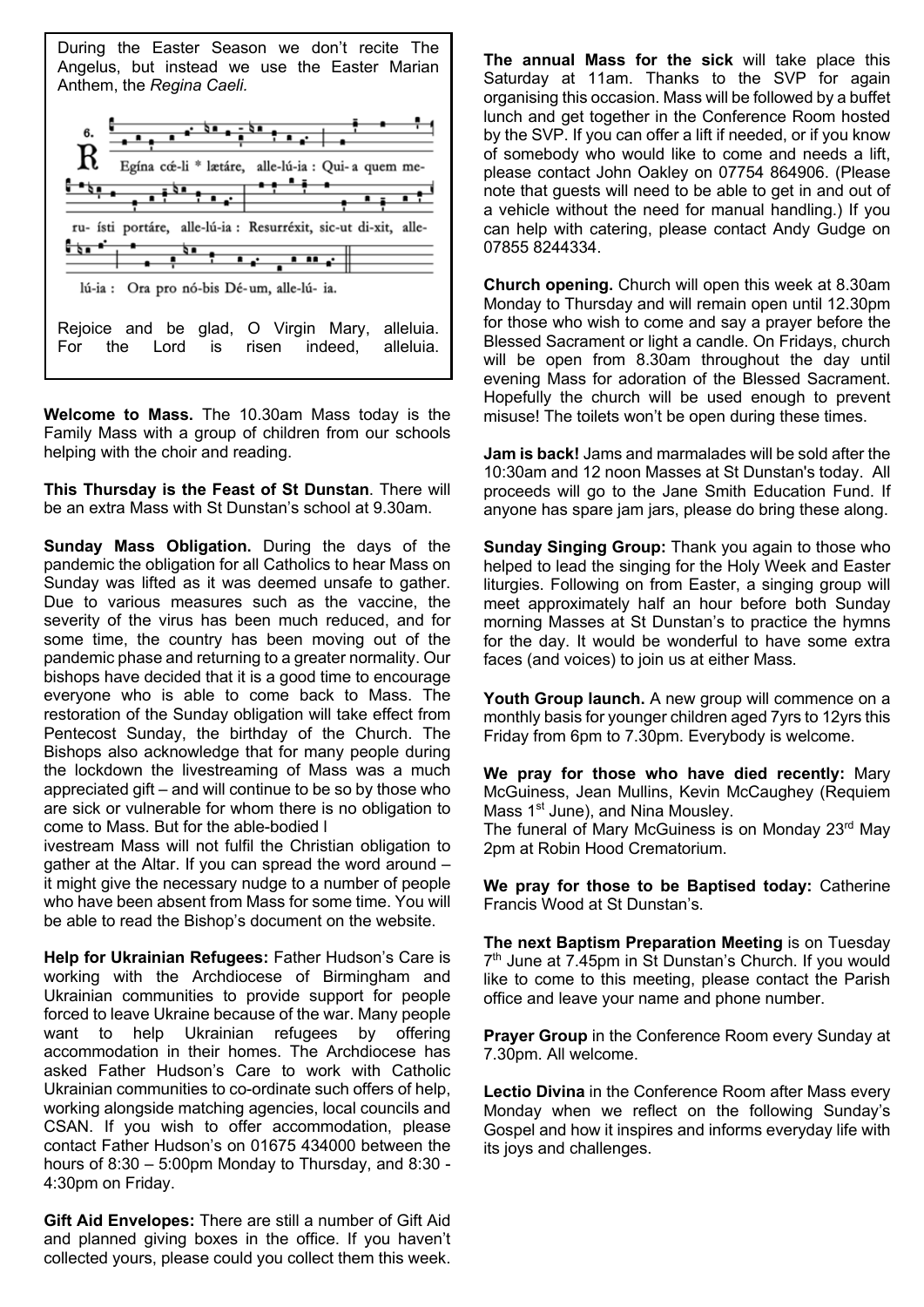During the Easter Season we don't recite The Angelus, but instead we use the Easter Marian Anthem, the *Regina Caeli.*

6. Regína cœ́li * lætáre, alle-lú-ia : Qui- a quem me-ru- ísti portáre, alle-lú-ia : Resurréxit, sic-ut di-xit, alle-lú-ia : Ora pro nó-bis Dé-um, alle-lú- ia.

Rejoice and be glad, O Virgin Mary, alleluia. For the Lord is risen indeed, alleluia.

**Welcome to Mass.** The 10.30am Mass today is the Family Mass with a group of children from our schools helping with the choir and reading.

**This Thursday is the Feast of St Dunstan**. There will be an extra Mass with St Dunstan's school at 9.30am.

**Sunday Mass Obligation.** During the days of the pandemic the obligation for all Catholics to hear Mass on Sunday was lifted as it was deemed unsafe to gather. Due to various measures such as the vaccine, the severity of the virus has been much reduced, and for some time, the country has been moving out of the pandemic phase and returning to a greater normality. Our bishops have decided that it is a good time to encourage everyone who is able to come back to Mass. The restoration of the Sunday obligation will take effect from Pentecost Sunday, the birthday of the Church. The Bishops also acknowledge that for many people during the lockdown the livestreaming of Mass was a much appreciated gift – and will continue to be so by those who are sick or vulnerable for whom there is no obligation to come to Mass. But for the able-bodied l ivestream Mass will not fulfil the Christian obligation to gather at the Altar. If you can spread the word around – it might give the necessary nudge to a number of people who have been absent from Mass for some time. You will be able to read the Bishop's document on the website.

**Help for Ukrainian Refugees:** Father Hudson's Care is working with the Archdiocese of Birmingham and Ukrainian communities to provide support for people forced to leave Ukraine because of the war. Many people want to help Ukrainian refugees by offering accommodation in their homes. The Archdiocese has asked Father Hudson's Care to work with Catholic Ukrainian communities to co-ordinate such offers of help, working alongside matching agencies, local councils and CSAN. If you wish to offer accommodation, please contact Father Hudson's on 01675 434000 between the hours of 8:30 – 5:00pm Monday to Thursday, and 8:30 - 4:30pm on Friday.

**Gift Aid Envelopes:** There are still a number of Gift Aid and planned giving boxes in the office. If you haven't collected yours, please could you collect them this week.

**The annual Mass for the sick** will take place this Saturday at 11am. Thanks to the SVP for again organising this occasion. Mass will be followed by a buffet lunch and get together in the Conference Room hosted by the SVP. If you can offer a lift if needed, or if you know of somebody who would like to come and needs a lift, please contact John Oakley on 07754 864906. (Please note that guests will need to be able to get in and out of a vehicle without the need for manual handling.) If you can help with catering, please contact Andy Gudge on 07855 8244334.

**Church opening.** Church will open this week at 8.30am Monday to Thursday and will remain open until 12.30pm for those who wish to come and say a prayer before the Blessed Sacrament or light a candle. On Fridays, church will be open from 8.30am throughout the day until evening Mass for adoration of the Blessed Sacrament. Hopefully the church will be used enough to prevent misuse! The toilets won't be open during these times.

**Jam is back!** Jams and marmalades will be sold after the 10:30am and 12 noon Masses at St Dunstan's today. All proceeds will go to the Jane Smith Education Fund. If anyone has spare jam jars, please do bring these along.

**Sunday Singing Group:** Thank you again to those who helped to lead the singing for the Holy Week and Easter liturgies. Following on from Easter, a singing group will meet approximately half an hour before both Sunday morning Masses at St Dunstan's to practice the hymns for the day. It would be wonderful to have some extra faces (and voices) to join us at either Mass.

**Youth Group launch.** A new group will commence on a monthly basis for younger children aged 7yrs to 12yrs this Friday from 6pm to 7.30pm. Everybody is welcome.

**We pray for those who have died recently:** Mary McGuiness, Jean Mullins, Kevin McCaughey (Requiem Mass 1st June), and Nina Mousley.
The funeral of Mary McGuiness is on Monday 23rd May 2pm at Robin Hood Crematorium.

**We pray for those to be Baptised today:** Catherine Francis Wood at St Dunstan's.

**The next Baptism Preparation Meeting** is on Tuesday 7th June at 7.45pm in St Dunstan's Church. If you would like to come to this meeting, please contact the Parish office and leave your name and phone number.

**Prayer Group** in the Conference Room every Sunday at 7.30pm. All welcome.

**Lectio Divina** in the Conference Room after Mass every Monday when we reflect on the following Sunday's Gospel and how it inspires and informs everyday life with its joys and challenges.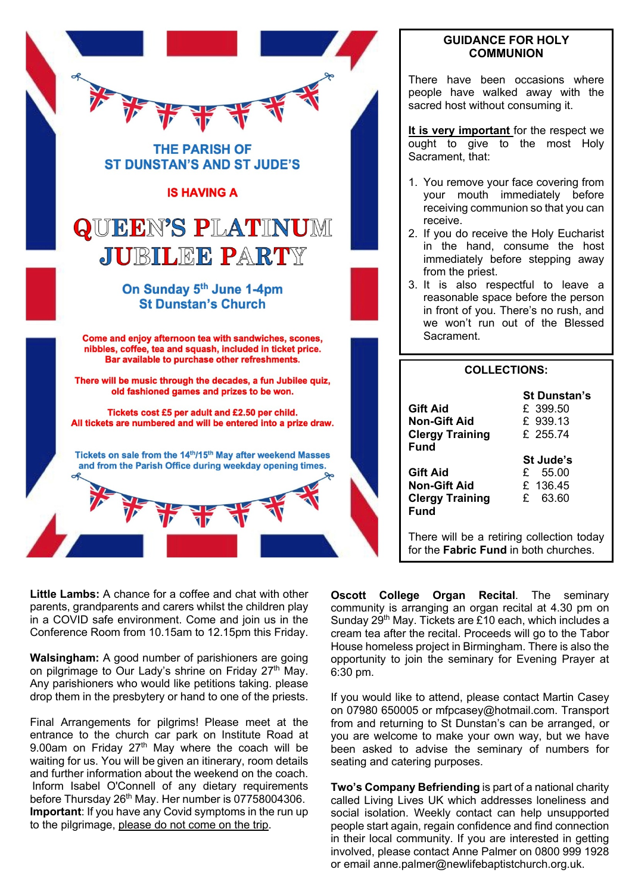THE PARISH OF
ST DUNSTAN'S AND ST JUDE'S

IS HAVING A

# QUEEN'S PLATINUM JUBILEE PARTY

**On Sunday 5th June 1-4pm**
**St Dunstan's Church**

Come and enjoy afternoon tea with sandwiches, scones, nibbles, coffee, tea and squash, included in ticket price. Bar available to purchase other refreshments.

There will be music through the decades, a fun Jubilee quiz, old fashioned games and prizes to be won.

Tickets cost £5 per adult and £2.50 per child. All tickets are numbered and will be entered into a prize draw.

Tickets on sale from the 14th/15th May after weekend Masses and from the Parish Office during weekday opening times.

## GUIDANCE FOR HOLY COMMUNION

There have been occasions where people have walked away with the sacred host without consuming it.

**It is very important** for the respect we ought to give to the most Holy Sacrament, that:

1. You remove your face covering from your mouth immediately before receiving communion so that you can receive.
2. If you do receive the Holy Eucharist in the hand, consume the host immediately before stepping away from the priest.
3. It is also respectful to leave a reasonable space before the person in front of you. There's no rush, and we won't run out of the Blessed Sacrament.

## COLLECTIONS:

| | St Dunstan's |
|---|---|
| **Gift Aid** | £ 399.50 |
| **Non-Gift Aid** | £ 939.13 |
| **Clergy Training Fund** | £ 255.74 |
| | **St Jude's** |
| **Gift Aid** | £ 55.00 |
| **Non-Gift Aid** | £ 136.45 |
| **Clergy Training Fund** | £ 63.60 |

There will be a retiring collection today for the **Fabric Fund** in both churches.

**Little Lambs:** A chance for a coffee and chat with other parents, grandparents and carers whilst the children play in a COVID safe environment. Come and join us in the Conference Room from 10.15am to 12.15pm this Friday.

**Walsingham:** A good number of parishioners are going on pilgrimage to Our Lady's shrine on Friday 27th May. Any parishioners who would like petitions taking. please drop them in the presbytery or hand to one of the priests.

Final Arrangements for pilgrims! Please meet at the entrance to the church car park on Institute Road at 9.00am on Friday 27th May where the coach will be waiting for us. You will be given an itinerary, room details and further information about the weekend on the coach. Inform Isabel O'Connell of any dietary requirements before Thursday 26th May. Her number is 07758004306.
**Important**: If you have any Covid symptoms in the run up to the pilgrimage, please do not come on the trip.

**Oscott College Organ Recital**. The seminary community is arranging an organ recital at 4.30 pm on Sunday 29th May. Tickets are £10 each, which includes a cream tea after the recital. Proceeds will go to the Tabor House homeless project in Birmingham. There is also the opportunity to join the seminary for Evening Prayer at 6:30 pm.

If you would like to attend, please contact Martin Casey on 07980 650005 or mfpcasey@hotmail.com. Transport from and returning to St Dunstan's can be arranged, or you are welcome to make your own way, but we have been asked to advise the seminary of numbers for seating and catering purposes.

**Two's Company Befriending** is part of a national charity called Living Lives UK which addresses loneliness and social isolation. Weekly contact can help unsupported people start again, regain confidence and find connection in their local community. If you are interested in getting involved, please contact Anne Palmer on 0800 999 1928 or email anne.palmer@newlifebaptistchurch.org.uk.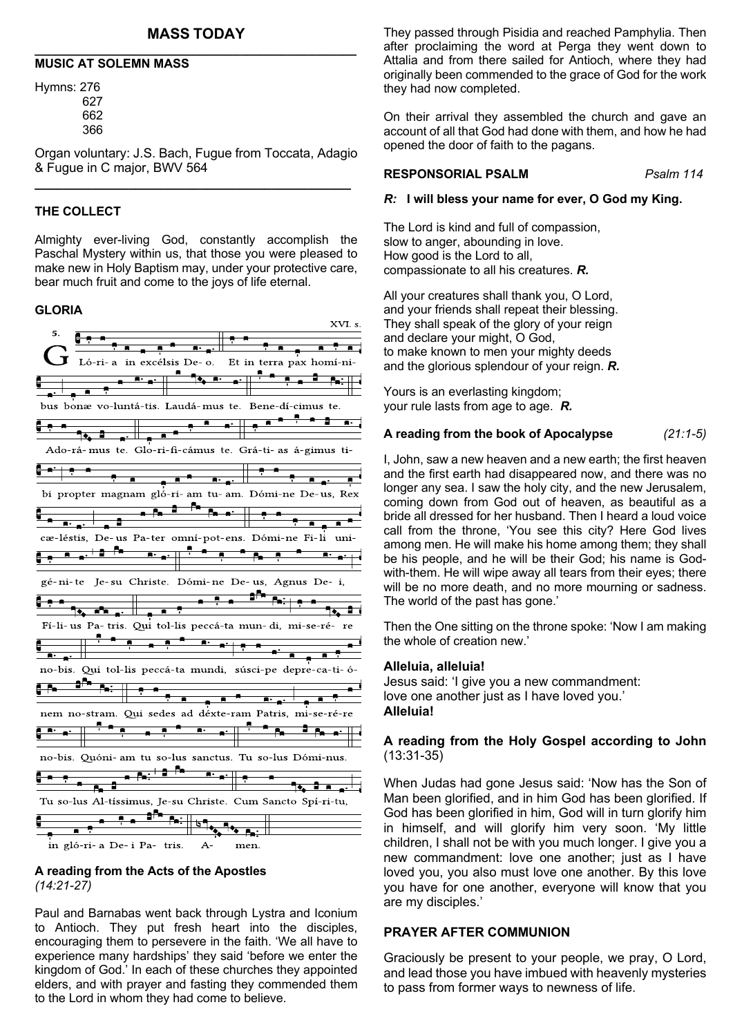## MASS TODAY

**MUSIC AT SOLEMN MASS**

Hymns: 276
627
662
366

Organ voluntary: J.S. Bach, Fugue from Toccata, Adagio & Fugue in C major, BWV 564

**THE COLLECT**

Almighty ever-living God, constantly accomplish the Paschal Mystery within us, that those you were pleased to make new in Holy Baptism may, under your protective care, bear much fruit and come to the joys of life eternal.

**GLORIA**

5. XVI. s.

Glóri-a in excélsis De-o. Et in terra pax homí-nibus bonæ vo-luntá-tis. Laudá-mus te. Bene-dí-cimus te. Ado-rá-mus te. Glo-ri-fi-cámus te. Grá-ti-as á-gimus ti-bi propter magnam gló-ri-am tu-am. Dómi-ne De-us, Rex cæ-léstis, De-us Pa-ter omní-pot-ens. Dómi-ne Fi-li uni-gé-ni-te Je-su Christe. Dómi-ne De-us, Agnus De-i, Fí-li-us Pa-tris. Qui tol-lis peccá-ta mun-di, mi-se-ré-re no-bis. Qui tol-lis peccá-ta mundi, súsci-pe depre-ca-ti-ó-nem no-stram. Qui sedes ad déxte-ram Patris, mi-se-ré-re no-bis. Quóni-am tu so-lus sanctus. Tu so-lus Dómi-nus. Tu so-lus Al-tíssimus, Je-su Christe. Cum Sancto Spí-ri-tu, in gló-ri-a De-i Pa-tris. A-men.

**A reading from the Acts of the Apostles**
*(14:21-27)*

Paul and Barnabas went back through Lystra and Iconium to Antioch. They put fresh heart into the disciples, encouraging them to persevere in the faith. 'We all have to experience many hardships' they said 'before we enter the kingdom of God.' In each of these churches they appointed elders, and with prayer and fasting they commended them to the Lord in whom they had come to believe.

They passed through Pisidia and reached Pamphylia. Then after proclaiming the word at Perga they went down to Attalia and from there sailed for Antioch, where they had originally been commended to the grace of God for the work they had now completed.

On their arrival they assembled the church and gave an account of all that God had done with them, and how he had opened the door of faith to the pagans.

**RESPONSORIAL PSALM** *Psalm 114*

***R:* I will bless your name for ever, O God my King.**

The Lord is kind and full of compassion,
slow to anger, abounding in love.
How good is the Lord to all,
compassionate to all his creatures. ***R.***

All your creatures shall thank you, O Lord,
and your friends shall repeat their blessing.
They shall speak of the glory of your reign
and declare your might, O God,
to make known to men your mighty deeds
and the glorious splendour of your reign. ***R.***

Yours is an everlasting kingdom;
your rule lasts from age to age. ***R.***

**A reading from the book of Apocalypse** *(21:1-5)*

I, John, saw a new heaven and a new earth; the first heaven and the first earth had disappeared now, and there was no longer any sea. I saw the holy city, and the new Jerusalem, coming down from God out of heaven, as beautiful as a bride all dressed for her husband. Then I heard a loud voice call from the throne, 'You see this city? Here God lives among men. He will make his home among them; they shall be his people, and he will be their God; his name is God-with-them. He will wipe away all tears from their eyes; there will be no more death, and no more mourning or sadness. The world of the past has gone.'

Then the One sitting on the throne spoke: 'Now I am making the whole of creation new.'

**Alleluia, alleluia!**
Jesus said: 'I give you a new commandment:
love one another just as I have loved you.'
**Alleluia!**

**A reading from the Holy Gospel according to John** (13:31-35)

When Judas had gone Jesus said: 'Now has the Son of Man been glorified, and in him God has been glorified. If God has been glorified in him, God will in turn glorify him in himself, and will glorify him very soon. 'My little children, I shall not be with you much longer. I give you a new commandment: love one another; just as I have loved you, you also must love one another. By this love you have for one another, everyone will know that you are my disciples.'

**PRAYER AFTER COMMUNION**

Graciously be present to your people, we pray, O Lord, and lead those you have imbued with heavenly mysteries to pass from former ways to newness of life.